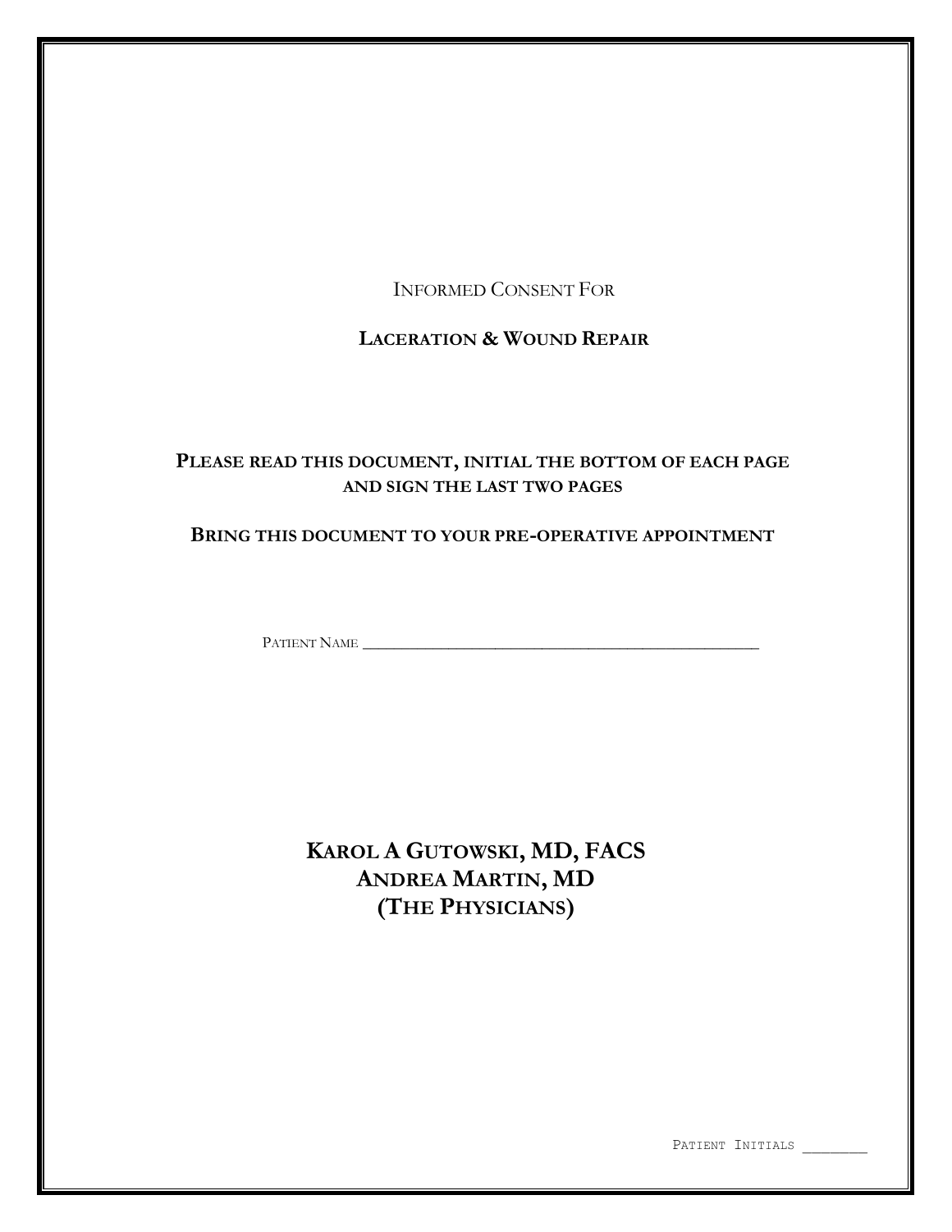INFORMED CONSENT FOR

# LACERATION & WOUND REPAIR

**PLEASE READ THIS DOCUMENT, INITIAL THE BOTTOM OF EACH PAGE AND SIGN THE LAST TWO PAGES**

**BRING THIS DOCUMENT TO YOUR PRE-OPERATIVE APPOINTMENT**

PATIENT NAME ___________________________________________

## KAROL A GUTOWSKI, MD, FACS
## ANDREA MARTIN, MD
## (THE PHYSICIANS)

PATIENT INITIALS _______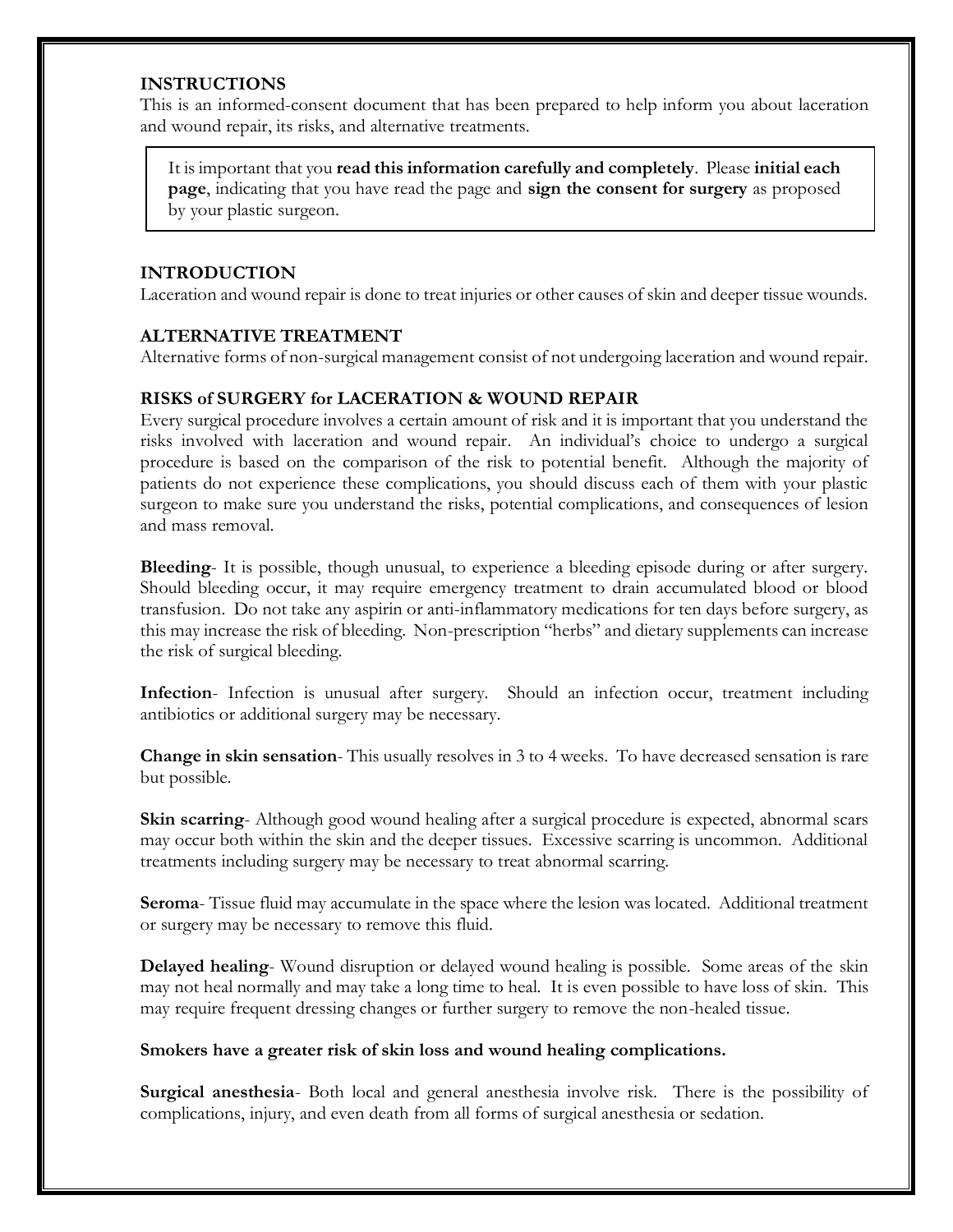## INSTRUCTIONS

This is an informed-consent document that has been prepared to help inform you about laceration and wound repair, its risks, and alternative treatments.

> It is important that you **read this information carefully and completely**. Please **initial each page**, indicating that you have read the page and **sign the consent for surgery** as proposed by your plastic surgeon.

## INTRODUCTION

Laceration and wound repair is done to treat injuries or other causes of skin and deeper tissue wounds.

## ALTERNATIVE TREATMENT

Alternative forms of non-surgical management consist of not undergoing laceration and wound repair.

## RISKS of SURGERY for LACERATION & WOUND REPAIR

Every surgical procedure involves a certain amount of risk and it is important that you understand the risks involved with laceration and wound repair. An individual's choice to undergo a surgical procedure is based on the comparison of the risk to potential benefit. Although the majority of patients do not experience these complications, you should discuss each of them with your plastic surgeon to make sure you understand the risks, potential complications, and consequences of lesion and mass removal.

**Bleeding**- It is possible, though unusual, to experience a bleeding episode during or after surgery. Should bleeding occur, it may require emergency treatment to drain accumulated blood or blood transfusion. Do not take any aspirin or anti-inflammatory medications for ten days before surgery, as this may increase the risk of bleeding. Non-prescription "herbs" and dietary supplements can increase the risk of surgical bleeding.

**Infection**- Infection is unusual after surgery. Should an infection occur, treatment including antibiotics or additional surgery may be necessary.

**Change in skin sensation**- This usually resolves in 3 to 4 weeks. To have decreased sensation is rare but possible.

**Skin scarring**- Although good wound healing after a surgical procedure is expected, abnormal scars may occur both within the skin and the deeper tissues. Excessive scarring is uncommon. Additional treatments including surgery may be necessary to treat abnormal scarring.

**Seroma**- Tissue fluid may accumulate in the space where the lesion was located. Additional treatment or surgery may be necessary to remove this fluid.

**Delayed healing**- Wound disruption or delayed wound healing is possible. Some areas of the skin may not heal normally and may take a long time to heal. It is even possible to have loss of skin. This may require frequent dressing changes or further surgery to remove the non-healed tissue.

**Smokers have a greater risk of skin loss and wound healing complications.**

**Surgical anesthesia**- Both local and general anesthesia involve risk. There is the possibility of complications, injury, and even death from all forms of surgical anesthesia or sedation.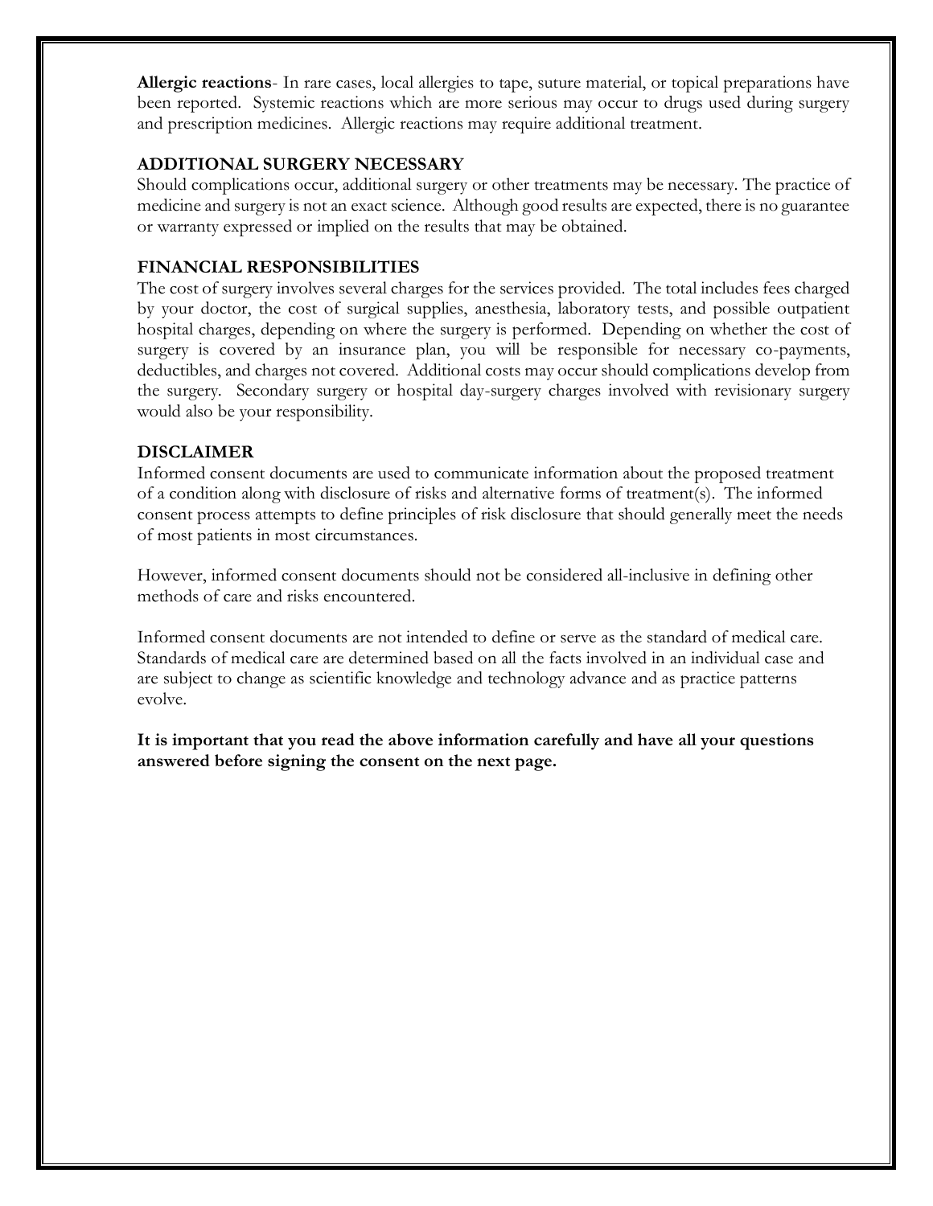**Allergic reactions**- In rare cases, local allergies to tape, suture material, or topical preparations have been reported. Systemic reactions which are more serious may occur to drugs used during surgery and prescription medicines. Allergic reactions may require additional treatment.

### ADDITIONAL SURGERY NECESSARY

Should complications occur, additional surgery or other treatments may be necessary. The practice of medicine and surgery is not an exact science. Although good results are expected, there is no guarantee or warranty expressed or implied on the results that may be obtained.

### FINANCIAL RESPONSIBILITIES

The cost of surgery involves several charges for the services provided. The total includes fees charged by your doctor, the cost of surgical supplies, anesthesia, laboratory tests, and possible outpatient hospital charges, depending on where the surgery is performed. Depending on whether the cost of surgery is covered by an insurance plan, you will be responsible for necessary co-payments, deductibles, and charges not covered. Additional costs may occur should complications develop from the surgery. Secondary surgery or hospital day-surgery charges involved with revisionary surgery would also be your responsibility.

### DISCLAIMER

Informed consent documents are used to communicate information about the proposed treatment of a condition along with disclosure of risks and alternative forms of treatment(s). The informed consent process attempts to define principles of risk disclosure that should generally meet the needs of most patients in most circumstances.

However, informed consent documents should not be considered all-inclusive in defining other methods of care and risks encountered.

Informed consent documents are not intended to define or serve as the standard of medical care. Standards of medical care are determined based on all the facts involved in an individual case and are subject to change as scientific knowledge and technology advance and as practice patterns evolve.

**It is important that you read the above information carefully and have all your questions answered before signing the consent on the next page.**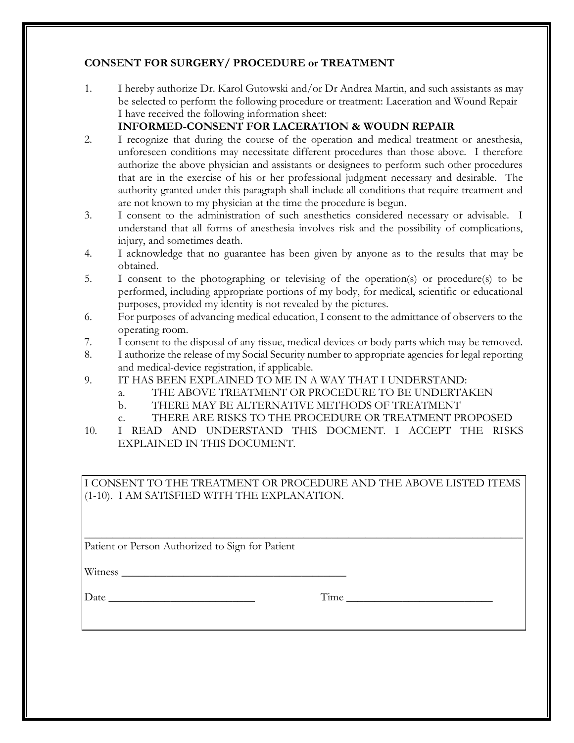## CONSENT FOR SURGERY/ PROCEDURE or TREATMENT

1. I hereby authorize Dr. Karol Gutowski and/or Dr Andrea Martin, and such assistants as may be selected to perform the following procedure or treatment: Laceration and Wound Repair
   I have received the following information sheet:
   **INFORMED-CONSENT FOR LACERATION & WOUDN REPAIR**
2. I recognize that during the course of the operation and medical treatment or anesthesia, unforeseen conditions may necessitate different procedures than those above. I therefore authorize the above physician and assistants or designees to perform such other procedures that are in the exercise of his or her professional judgment necessary and desirable. The authority granted under this paragraph shall include all conditions that require treatment and are not known to my physician at the time the procedure is begun.
3. I consent to the administration of such anesthetics considered necessary or advisable. I understand that all forms of anesthesia involves risk and the possibility of complications, injury, and sometimes death.
4. I acknowledge that no guarantee has been given by anyone as to the results that may be obtained.
5. I consent to the photographing or televising of the operation(s) or procedure(s) to be performed, including appropriate portions of my body, for medical, scientific or educational purposes, provided my identity is not revealed by the pictures.
6. For purposes of advancing medical education, I consent to the admittance of observers to the operating room.
7. I consent to the disposal of any tissue, medical devices or body parts which may be removed.
8. I authorize the release of my Social Security number to appropriate agencies for legal reporting and medical-device registration, if applicable.
9. IT HAS BEEN EXPLAINED TO ME IN A WAY THAT I UNDERSTAND:
   a. THE ABOVE TREATMENT OR PROCEDURE TO BE UNDERTAKEN
   b. THERE MAY BE ALTERNATIVE METHODS OF TREATMENT
   c. THERE ARE RISKS TO THE PROCEDURE OR TREATMENT PROPOSED
10. I READ AND UNDERSTAND THIS DOCMENT. I ACCEPT THE RISKS EXPLAINED IN THIS DOCUMENT.

I CONSENT TO THE TREATMENT OR PROCEDURE AND THE ABOVE LISTED ITEMS (1-10). I AM SATISFIED WITH THE EXPLANATION.

_______________________________________________

Patient or Person Authorized to Sign for Patient

Witness _______________________________

Date _______________________ Time _______________________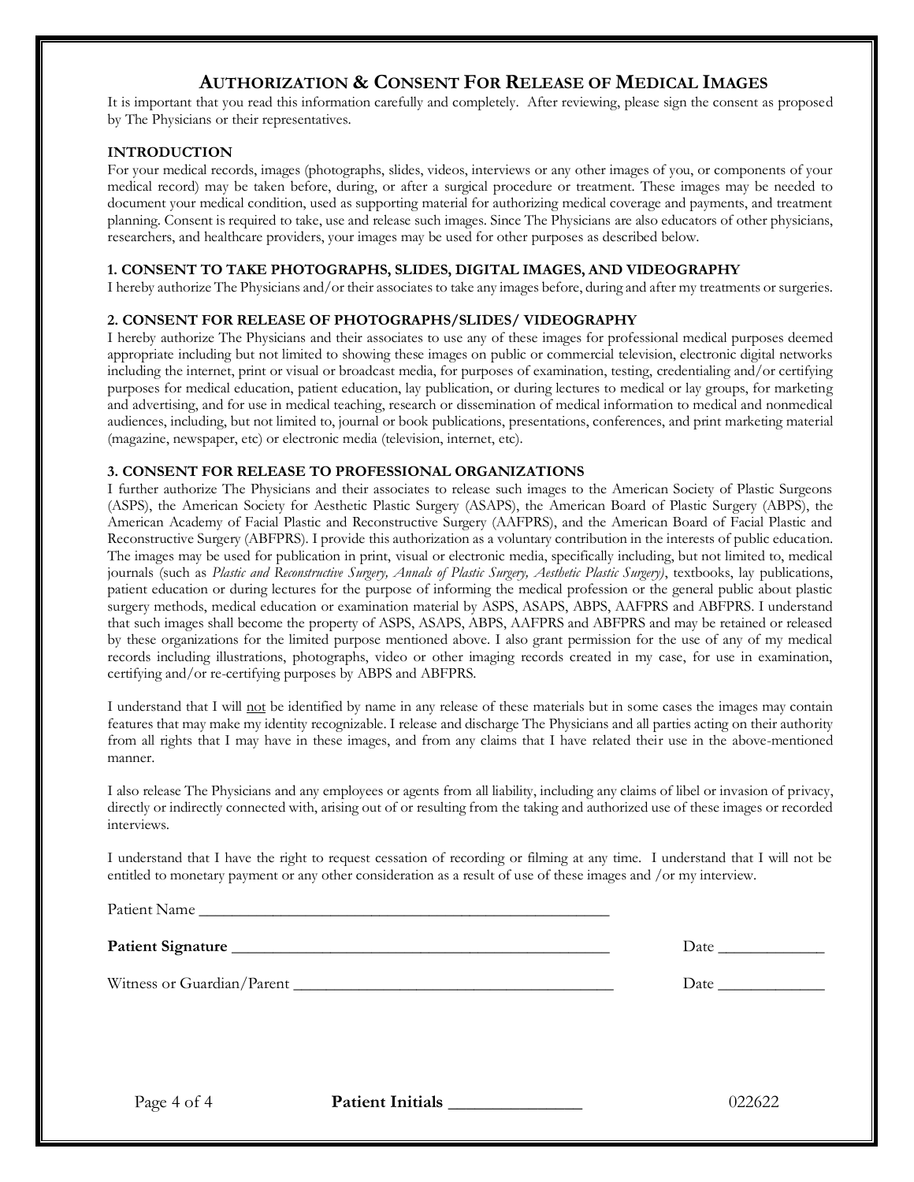# AUTHORIZATION & CONSENT FOR RELEASE OF MEDICAL IMAGES

It is important that you read this information carefully and completely. After reviewing, please sign the consent as proposed by The Physicians or their representatives.

**INTRODUCTION**

For your medical records, images (photographs, slides, videos, interviews or any other images of you, or components of your medical record) may be taken before, during, or after a surgical procedure or treatment. These images may be needed to document your medical condition, used as supporting material for authorizing medical coverage and payments, and treatment planning. Consent is required to take, use and release such images. Since The Physicians are also educators of other physicians, researchers, and healthcare providers, your images may be used for other purposes as described below.

**1. CONSENT TO TAKE PHOTOGRAPHS, SLIDES, DIGITAL IMAGES, AND VIDEOGRAPHY**

I hereby authorize The Physicians and/or their associates to take any images before, during and after my treatments or surgeries.

**2. CONSENT FOR RELEASE OF PHOTOGRAPHS/SLIDES/ VIDEOGRAPHY**

I hereby authorize The Physicians and their associates to use any of these images for professional medical purposes deemed appropriate including but not limited to showing these images on public or commercial television, electronic digital networks including the internet, print or visual or broadcast media, for purposes of examination, testing, credentialing and/or certifying purposes for medical education, patient education, lay publication, or during lectures to medical or lay groups, for marketing and advertising, and for use in medical teaching, research or dissemination of medical information to medical and nonmedical audiences, including, but not limited to, journal or book publications, presentations, conferences, and print marketing material (magazine, newspaper, etc) or electronic media (television, internet, etc).

**3. CONSENT FOR RELEASE TO PROFESSIONAL ORGANIZATIONS**

I further authorize The Physicians and their associates to release such images to the American Society of Plastic Surgeons (ASPS), the American Society for Aesthetic Plastic Surgery (ASAPS), the American Board of Plastic Surgery (ABPS), the American Academy of Facial Plastic and Reconstructive Surgery (AAFPRS), and the American Board of Facial Plastic and Reconstructive Surgery (ABFPRS). I provide this authorization as a voluntary contribution in the interests of public education. The images may be used for publication in print, visual or electronic media, specifically including, but not limited to, medical journals (such as *Plastic and Reconstructive Surgery, Annals of Plastic Surgery, Aesthetic Plastic Surgery)*, textbooks, lay publications, patient education or during lectures for the purpose of informing the medical profession or the general public about plastic surgery methods, medical education or examination material by ASPS, ASAPS, ABPS, AAFPRS and ABFPRS. I understand that such images shall become the property of ASPS, ASAPS, ABPS, AAFPRS and ABFPRS and may be retained or released by these organizations for the limited purpose mentioned above. I also grant permission for the use of any of my medical records including illustrations, photographs, video or other imaging records created in my case, for use in examination, certifying and/or re-certifying purposes by ABPS and ABFPRS.

I understand that I will not be identified by name in any release of these materials but in some cases the images may contain features that may make my identity recognizable. I release and discharge The Physicians and all parties acting on their authority from all rights that I may have in these images, and from any claims that I have related their use in the above-mentioned manner.

I also release The Physicians and any employees or agents from all liability, including any claims of libel or invasion of privacy, directly or indirectly connected with, arising out of or resulting from the taking and authorized use of these images or recorded interviews.

I understand that I have the right to request cessation of recording or filming at any time. I understand that I will not be entitled to monetary payment or any other consideration as a result of use of these images and /or my interview.

Patient Name ____________________________________________________

**Patient Signature** ______________________________________________ Date _____________

Witness or Guardian/Parent ________________________________________ Date _____________

**Patient Initials** _______________ 022622